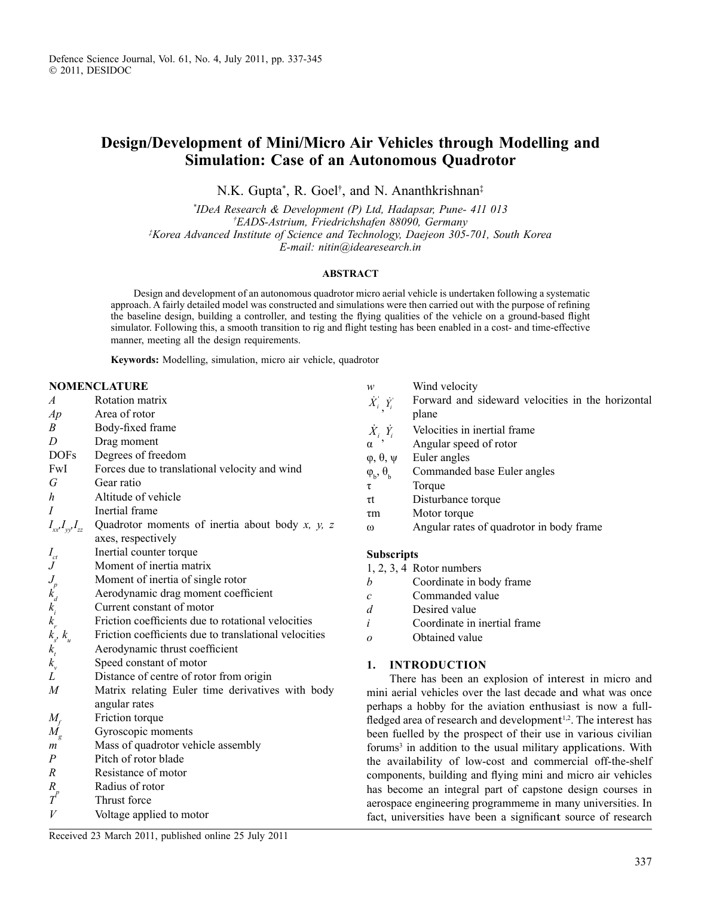# Design/Development of Mini/Micro Air Vehicles through Modelling and Simulation: Case of an Autonomous Quadrotor

N.K. Gupta[*], R. Goel[†], and N. Ananthkrishnan[‡]

[*] *IDeA Research & Development (P) Ltd, Hadapsar, Pune- 411 013*
[†] *EADS-Astrium, Friedrichshafen 88090, Germany*
[‡] *Korea Advanced Institute of Science and Technology, Daejeon 305-701, South Korea*
*E-mail: nitin@idearesearch.in*

### ABSTRACT

Design and development of an autonomous quadrotor micro aerial vehicle is undertaken following a systematic approach. A fairly detailed model was constructed and simulations were then carried out with the purpose of refining the baseline design, building a controller, and testing the flying qualities of the vehicle on a ground-based flight simulator. Following this, a smooth transition to rig and flight testing has been enabled in a cost- and time-effective manner, meeting all the design requirements.

**Keywords:** Modelling, simulation, micro air vehicle, quadrotor

## NOMENCLATURE

| | |
|---|---|
| $A$ | Rotation matrix |
| $Ap$ | Area of rotor |
| $B$ | Body-fixed frame |
| $D$ | Drag moment |
| DOFs | Degrees of freedom |
| FwI | Forces due to translational velocity and wind |
| $G$ | Gear ratio |
| $h$ | Altitude of vehicle |
| $I$ | Inertial frame |
| $I_{xx}, I_{yy}, I_{zz}$ | Quadrotor moments of inertia about body *x, y, z* axes, respectively |
| $I_{ct}$ | Inertial counter torque |
| $J$ | Moment of inertia matrix |
| $J_p$ | Moment of inertia of single rotor |
| $k_d$ | Aerodynamic drag moment coefficient |
| $k_i$ | Current constant of motor |
| $k_r$ | Friction coefficients due to rotational velocities |
| $k_s$, $k_u$ | Friction coefficients due to translational velocities |
| $k_t$ | Aerodynamic thrust coefficient |
| $k_v$ | Speed constant of motor |
| $L$ | Distance of centre of rotor from origin |
| $M$ | Matrix relating Euler time derivatives with body angular rates |
| $M_f$ | Friction torque |
| $M_g$ | Gyroscopic moments |
| $m$ | Mass of quadrotor vehicle assembly |
| $P$ | Pitch of rotor blade |
| $R$ | Resistance of motor |
| $R_p$ | Radius of rotor |
| $T$ | Thrust force |
| $V$ | Voltage applied to motor |
| $w$ | Wind velocity |
| $\dot{X}_i^{'}, \dot{Y}_i^{'}$ | Forward and sideward velocities in the horizontal plane |
| $\dot{X}_i, \dot{Y}_i$ | Velocities in inertial frame |
| $\alpha$ | Angular speed of rotor |
| $\varphi, \theta, \psi$ | Euler angles |
| $\varphi_b, \theta_b$ | Commanded base Euler angles |
| $\tau$ | Torque |
| $\tau t$ | Disturbance torque |
| $\tau m$ | Motor torque |
| $\omega$ | Angular rates of quadrotor in body frame |

### Subscripts

| | |
|---|---|
| 1, 2, 3, 4 | Rotor numbers |
| $b$ | Coordinate in body frame |
| $c$ | Commanded value |
| $d$ | Desired value |
| $i$ | Coordinate in inertial frame |
| $o$ | Obtained value |

## 1. INTRODUCTION

There has been an explosion of interest in micro and mini aerial vehicles over the last decade and what was once perhaps a hobby for the aviation enthusiast is now a full-fledged area of research and development[1,2]. The interest has been fuelled by the prospect of their use in various civilian forums[3] in addition to the usual military applications. With the availability of low-cost and commercial off-the-shelf components, building and flying mini and micro air vehicles has become an integral part of capstone design courses in aerospace engineering programmeme in many universities. In fact, universities have been a significant source of research

Received 23 March 2011, published online 25 July 2011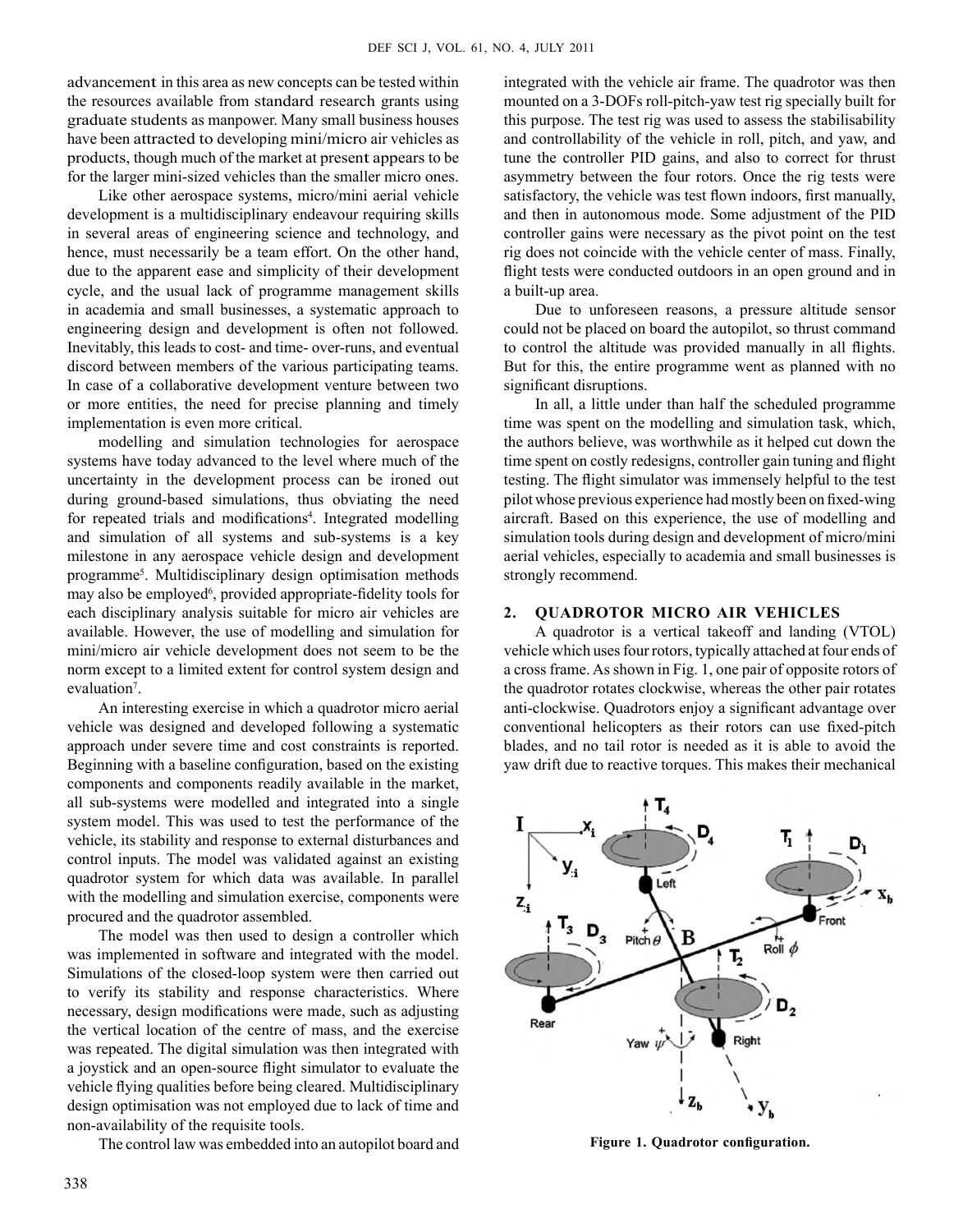advancement in this area as new concepts can be tested within the resources available from standard research grants using graduate students as manpower. Many small business houses have been attracted to developing mini/micro air vehicles as products, though much of the market at present appears to be for the larger mini-sized vehicles than the smaller micro ones.

Like other aerospace systems, micro/mini aerial vehicle development is a multidisciplinary endeavour requiring skills in several areas of engineering science and technology, and hence, must necessarily be a team effort. On the other hand, due to the apparent ease and simplicity of their development cycle, and the usual lack of programme management skills in academia and small businesses, a systematic approach to engineering design and development is often not followed. Inevitably, this leads to cost- and time- over-runs, and eventual discord between members of the various participating teams. In case of a collaborative development venture between two or more entities, the need for precise planning and timely implementation is even more critical.

modelling and simulation technologies for aerospace systems have today advanced to the level where much of the uncertainty in the development process can be ironed out during ground-based simulations, thus obviating the need for repeated trials and modifications[4]. Integrated modelling and simulation of all systems and sub-systems is a key milestone in any aerospace vehicle design and development programme[5]. Multidisciplinary design optimisation methods may also be employed[6], provided appropriate-fidelity tools for each disciplinary analysis suitable for micro air vehicles are available. However, the use of modelling and simulation for mini/micro air vehicle development does not seem to be the norm except to a limited extent for control system design and evaluation[7].

An interesting exercise in which a quadrotor micro aerial vehicle was designed and developed following a systematic approach under severe time and cost constraints is reported. Beginning with a baseline configuration, based on the existing components and components readily available in the market, all sub-systems were modelled and integrated into a single system model. This was used to test the performance of the vehicle, its stability and response to external disturbances and control inputs. The model was validated against an existing quadrotor system for which data was available. In parallel with the modelling and simulation exercise, components were procured and the quadrotor assembled.

The model was then used to design a controller which was implemented in software and integrated with the model. Simulations of the closed-loop system were then carried out to verify its stability and response characteristics. Where necessary, design modifications were made, such as adjusting the vertical location of the centre of mass, and the exercise was repeated. The digital simulation was then integrated with a joystick and an open-source flight simulator to evaluate the vehicle flying qualities before being cleared. Multidisciplinary design optimisation was not employed due to lack of time and non-availability of the requisite tools.

The control law was embedded into an autopilot board and integrated with the vehicle air frame. The quadrotor was then mounted on a 3-DOFs roll-pitch-yaw test rig specially built for this purpose. The test rig was used to assess the stabilisability and controllability of the vehicle in roll, pitch, and yaw, and tune the controller PID gains, and also to correct for thrust asymmetry between the four rotors. Once the rig tests were satisfactory, the vehicle was test flown indoors, first manually, and then in autonomous mode. Some adjustment of the PID controller gains were necessary as the pivot point on the test rig does not coincide with the vehicle center of mass. Finally, flight tests were conducted outdoors in an open ground and in a built-up area.

Due to unforeseen reasons, a pressure altitude sensor could not be placed on board the autopilot, so thrust command to control the altitude was provided manually in all flights. But for this, the entire programme went as planned with no significant disruptions.

In all, a little under than half the scheduled programme time was spent on the modelling and simulation task, which, the authors believe, was worthwhile as it helped cut down the time spent on costly redesigns, controller gain tuning and flight testing. The flight simulator was immensely helpful to the test pilot whose previous experience had mostly been on fixed-wing aircraft. Based on this experience, the use of modelling and simulation tools during design and development of micro/mini aerial vehicles, especially to academia and small businesses is strongly recommend.

## 2. QUADROTOR MICRO AIR VEHICLES

A quadrotor is a vertical takeoff and landing (VTOL) vehicle which uses four rotors, typically attached at four ends of a cross frame. As shown in Fig. 1, one pair of opposite rotors of the quadrotor rotates clockwise, whereas the other pair rotates anti-clockwise. Quadrotors enjoy a significant advantage over conventional helicopters as their rotors can use fixed-pitch blades, and no tail rotor is needed as it is able to avoid the yaw drift due to reactive torques. This makes their mechanical

I
$x_i$
$y_i$
$z_i$
$T_4$
$D_4$
Left
$T_1$
$D_1$
$x_b$
Front
$T_3$
$D_3$
Pitch $\theta$
B
Roll $\phi$
$T_2$
$D_2$
Rear
Yaw $\psi$
Right
$z_b$
$y_b$

**Figure 1. Quadrotor configuration.**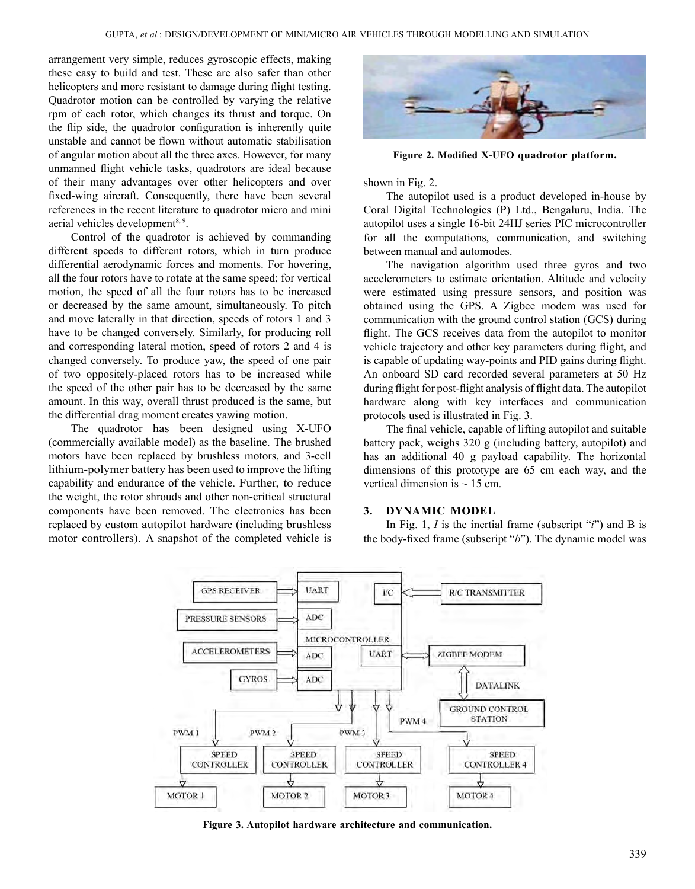arrangement very simple, reduces gyroscopic effects, making these easy to build and test. These are also safer than other helicopters and more resistant to damage during flight testing. Quadrotor motion can be controlled by varying the relative rpm of each rotor, which changes its thrust and torque. On the flip side, the quadrotor configuration is inherently quite unstable and cannot be flown without automatic stabilisation of angular motion about all the three axes. However, for many unmanned flight vehicle tasks, quadrotors are ideal because of their many advantages over other helicopters and over fixed-wing aircraft. Consequently, there have been several references in the recent literature to quadrotor micro and mini aerial vehicles development[8, 9].

Control of the quadrotor is achieved by commanding different speeds to different rotors, which in turn produce differential aerodynamic forces and moments. For hovering, all the four rotors have to rotate at the same speed; for vertical motion, the speed of all the four rotors has to be increased or decreased by the same amount, simultaneously. To pitch and move laterally in that direction, speeds of rotors 1 and 3 have to be changed conversely. Similarly, for producing roll and corresponding lateral motion, speed of rotors 2 and 4 is changed conversely. To produce yaw, the speed of one pair of two oppositely-placed rotors has to be increased while the speed of the other pair has to be decreased by the same amount. In this way, overall thrust produced is the same, but the differential drag moment creates yawing motion.

The quadrotor has been designed using X-UFO (commercially available model) as the baseline. The brushed motors have been replaced by brushless motors, and 3-cell lithium-polymer battery has been used to improve the lifting capability and endurance of the vehicle. Further, to reduce the weight, the rotor shrouds and other non-critical structural components have been removed. The electronics has been replaced by custom autopilot hardware (including brushless motor controllers). A snapshot of the completed vehicle is shown in Fig. 2.

**Figure 2. Modified X-UFO quadrotor platform.**

The autopilot used is a product developed in-house by Coral Digital Technologies (P) Ltd., Bengaluru, India. The autopilot uses a single 16-bit 24HJ series PIC microcontroller for all the computations, communication, and switching between manual and automodes.

The navigation algorithm used three gyros and two accelerometers to estimate orientation. Altitude and velocity were estimated using pressure sensors, and position was obtained using the GPS. A Zigbee modem was used for communication with the ground control station (GCS) during flight. The GCS receives data from the autopilot to monitor vehicle trajectory and other key parameters during flight, and is capable of updating way-points and PID gains during flight. An onboard SD card recorded several parameters at 50 Hz during flight for post-flight analysis of flight data. The autopilot hardware along with key interfaces and communication protocols used is illustrated in Fig. 3.

The final vehicle, capable of lifting autopilot and suitable battery pack, weighs 320 g (including battery, autopilot) and has an additional 40 g payload capability. The horizontal dimensions of this prototype are 65 cm each way, and the vertical dimension is ~ 15 cm.

## 3. DYNAMIC MODEL

In Fig. 1, $I$ is the inertial frame (subscript "$i$") and B is the body-fixed frame (subscript "$b$"). The dynamic model was

GPS RECEIVER
UART
I/C
R/C TRANSMITTER
PRESSURE SENSORS
ADC
MICROCONTROLLER
ACCELEROMETERS
ADC
UART
ZIGBEE MODEM
GYROS
ADC
DATALINK
GROUND CONTROL STATION
PWM 1
PWM 2
PWM 3
PWM 4
SPEED CONTROLLER
SPEED CONTROLLER
SPEED CONTROLLER
SPEED CONTROLLER 4
MOTOR 1
MOTOR 2
MOTOR 3
MOTOR 4

**Figure 3. Autopilot hardware architecture and communication.**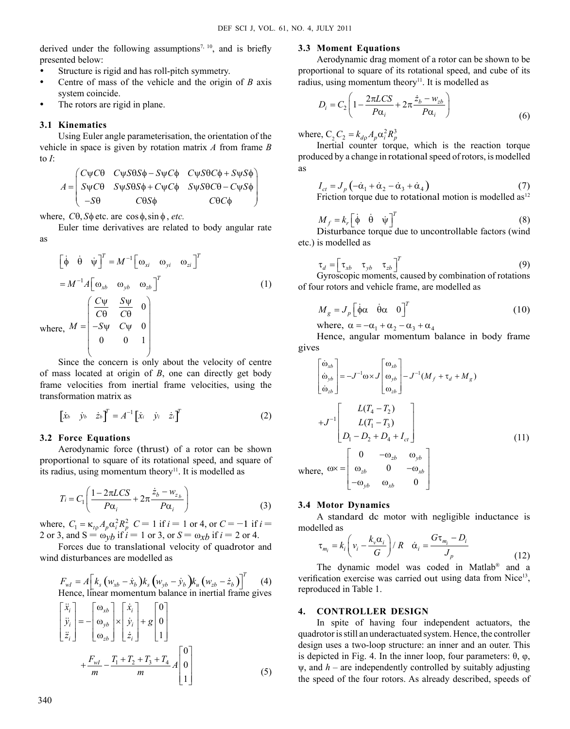derived under the following assumptions[7, 10], and is briefly presented below:

- Structure is rigid and has roll-pitch symmetry.
- Centre of mass of the vehicle and the origin of $B$ axis system coincide.
- The rotors are rigid in plane.

### 3.1 Kinematics

Using Euler angle parameterisation, the orientation of the vehicle in space is given by rotation matrix $A$ from frame $B$ to $I$:

$$A = \begin{pmatrix} C\psi C\theta & C\psi S\theta S\phi - S\psi C\phi & C\psi S\theta C\phi + S\psi S\phi \\ S\psi C\theta & S\psi S\theta S\phi + C\psi C\phi & S\psi S\theta C\theta - C\psi S\phi \\ -S\theta & C\theta S\phi & C\theta C\phi \end{pmatrix}$$

where, $C\theta, S\phi$ etc. are $\cos\phi, \sin\phi$, *etc.*

Euler time derivatives are related to body angular rate as

$$\begin{bmatrix} \dot{\phi} & \dot{\theta} & \dot{\psi} \end{bmatrix}^T = M^{-1} \begin{bmatrix} \omega_{xi} & \omega_{yi} & \omega_{zi} \end{bmatrix}^T$$

$$= M^{-1} A \begin{bmatrix} \omega_{xb} & \omega_{yb} & \omega_{zb} \end{bmatrix}^T \tag{1}$$

where, $M = \begin{pmatrix} \frac{C\psi}{C\theta} & \frac{S\psi}{C\theta} & 0 \\ -S\psi & C\psi & 0 \\ 0 & 0 & 1 \end{pmatrix}$

Since the concern is only about the velocity of centre of mass located at origin of $B$, one can directly get body frame velocities from inertial frame velocities, using the transformation matrix as

$$\begin{bmatrix} \dot{x}_b & \dot{y}_b & \dot{z}_b \end{bmatrix}^T = A^{-1} \begin{bmatrix} \dot{x}_i & \dot{y}_i & \dot{z}_i \end{bmatrix}^T \tag{2}$$

### 3.2 Force Equations

Aerodynamic force (thrust) of a rotor can be shown proportional to square of its rotational speed, and square of its radius, using momentum theory[11]. It is modelled as

$$T_i = C_1 \left( \frac{1 - 2\pi LCS}{P\alpha_i} + 2\pi \frac{\dot{z}_b - w_{z_b}}{P\alpha_i} \right) \tag{3}$$

where, $C_1 = \kappa_{t\rho} A_p \alpha_i^2 R_p^2$ $C = 1$ if $i = 1$ or 4, or $C = -1$ if $i = 2$ or 3, and $S = \omega_{yb}$ if $i = 1$ or 3, or $S = \omega_{xb}$ if $i = 2$ or 4.

Forces due to translational velocity of quadrotor and wind disturbances are modelled as

$$F_{wI} = A \begin{bmatrix} k_s \left( w_{xb} - \dot{x}_b \right) k_s \left( w_{yb} - \dot{y}_b \right) k_u \left( w_{zb} - \dot{z}_b \right) \end{bmatrix}^T \tag{4}$$

Hence, linear momentum balance in inertial frame gives

$$\begin{bmatrix} \ddot{x}_i \\ \ddot{y}_i \\ \ddot{z}_i \end{bmatrix} = - \begin{bmatrix} \omega_{xb} \\ \omega_{yb} \\ \omega_{zb} \end{bmatrix} \times \begin{bmatrix} \dot{x}_i \\ \dot{y}_i \\ \dot{z}_i \end{bmatrix} + g \begin{bmatrix} 0 \\ 0 \\ 1 \end{bmatrix}$$

$$+ \frac{F_{wI}}{m} - \frac{T_1 + T_2 + T_3 + T_4}{m} A \begin{bmatrix} 0 \\ 0 \\ 1 \end{bmatrix} \tag{5}$$

### 3.3 Moment Equations

Aerodynamic drag moment of a rotor can be shown to be proportional to square of its rotational speed, and cube of its radius, using momentum theory[11]. It is modelled as

$$D_i = C_2 \left( 1 - \frac{2\pi LCS}{P\alpha_i} + 2\pi \frac{\dot{z}_b - w_{zb}}{P\alpha_i} \right) \tag{6}$$

where, $C_2$ $C_2 = k_{d\rho} A_p \alpha_i^2 R_p^3$

Inertial counter torque, which is the reaction torque produced by a change in rotational speed of rotors, is modelled as

$$I_{ct} = J_p \left( -\dot{\alpha}_1 + \dot{\alpha}_2 - \dot{\alpha}_3 + \dot{\alpha}_4 \right) \tag{7}$$

Friction torque due to rotational motion is modelled as[12]

$$M_f = k_r \begin{bmatrix} \dot{\phi} & \dot{\theta} & \dot{\psi} \end{bmatrix}^T \tag{8}$$

Disturbance torque due to uncontrollable factors (wind etc.) is modelled as

$$\tau_d = \begin{bmatrix} \tau_{xb} & \tau_{yb} & \tau_{zb} \end{bmatrix}^T \tag{9}$$

Gyroscopic moments, caused by combination of rotations of four rotors and vehicle frame, are modelled as

$$M_g = J_p \begin{bmatrix} \dot{\phi}\alpha & \dot{\theta}\alpha & 0 \end{bmatrix}^T \tag{10}$$

where, $\alpha = -\alpha_1 + \alpha_2 - \alpha_3 + \alpha_4$

Hence, angular momentum balance in body frame gives

$$\begin{bmatrix} \dot{\omega}_{xb} \\ \dot{\omega}_{yb} \\ \dot{\omega}_{zb} \end{bmatrix} = -J^{-1} \omega \times J \begin{bmatrix} \omega_{xb} \\ \omega_{yb} \\ \omega_{zb} \end{bmatrix} - J^{-1} (M_f + \tau_d + M_g)$$

$$+ J^{-1} \begin{bmatrix} L(T_4 - T_2) \\ L(T_1 - T_3) \\ D_1 - D_2 + D_4 + I_{ct} \end{bmatrix} \tag{11}$$

where, $\omega \times = \begin{bmatrix} 0 & -\omega_{zb} & \omega_{yb} \\ \omega_{zb} & 0 & -\omega_{xb} \\ -\omega_{yb} & \omega_{xb} & 0 \end{bmatrix}$

### 3.4 Motor Dynamics

A standard dc motor with negligible inductance is modelled as

$$\tau_{m_i} = k_i \left( v_i - \frac{k_v \alpha_i}{G} \right) / R \quad \dot{\alpha}_i = \frac{G\tau_{m_i} - D_i}{J_p} \tag{12}$$

The dynamic model was coded in Matlab® and a verification exercise was carried out using data from Nice[13], reproduced in Table 1.

## 4. CONTROLLER DESIGN

In spite of having four independent actuators, the quadrotor is still an underactuated system. Hence, the controller design uses a two-loop structure: an inner and an outer. This is depicted in Fig. 4. In the inner loop, four parameters: θ, φ, ψ, and *h* – are independently controlled by suitably adjusting the speed of the four rotors. As already described, speeds of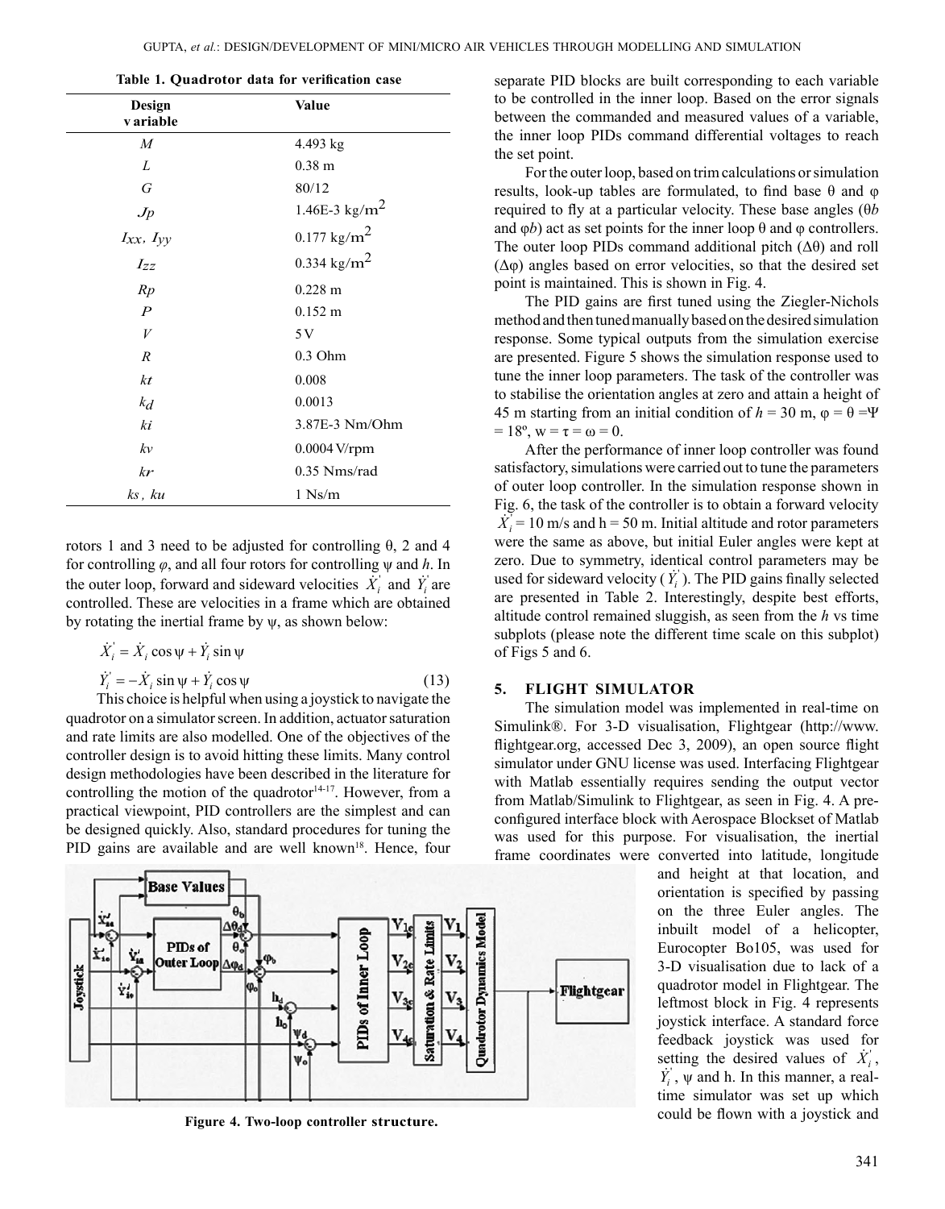**Table 1. Quadrotor data for verification case**

| Design variable | Value |
|---|---|
| $M$ | 4.493 kg |
| $L$ | 0.38 m |
| $G$ | 80/12 |
| $Jp$ | 1.46E-3 kg/m$^2$ |
| $I_{xx}, I_{yy}$ | 0.177 kg/m$^2$ |
| $I_{zz}$ | 0.334 kg/m$^2$ |
| $Rp$ | 0.228 m |
| $P$ | 0.152 m |
| $V$ | 5 V |
| $R$ | 0.3 Ohm |
| $kt$ | 0.008 |
| $k_d$ | 0.0013 |
| $ki$ | 3.87E-3 Nm/Ohm |
| $kv$ | 0.0004 V/rpm |
| $kr$ | 0.35 Nms/rad |
| $ks, ku$ | 1 Ns/m |

rotors 1 and 3 need to be adjusted for controlling θ, 2 and 4 for controlling *φ*, and all four rotors for controlling ψ and *h*. In the outer loop, forward and sideward velocities $\dot{X}_i^{'}$ and $\dot{Y}_i^{'}$ are controlled. These are velocities in a frame which are obtained by rotating the inertial frame by ψ, as shown below:

$$\dot{X}_i^{'} = \dot{X}_i \cos\psi + \dot{Y}_i \sin\psi$$

$$\dot{Y}_i^{'} = -\dot{X}_i \sin\psi + \dot{Y}_i \cos\psi \qquad (13)$$

This choice is helpful when using a joystick to navigate the quadrotor on a simulator screen. In addition, actuator saturation and rate limits are also modelled. One of the objectives of the controller design is to avoid hitting these limits. Many control design methodologies have been described in the literature for controlling the motion of the quadrotor[14-17]. However, from a practical viewpoint, PID controllers are the simplest and can be designed quickly. Also, standard procedures for tuning the PID gains are available and are well known[18]. Hence, four separate PID blocks are built corresponding to each variable to be controlled in the inner loop. Based on the error signals between the commanded and measured values of a variable, the inner loop PIDs command differential voltages to reach the set point.

For the outer loop, based on trim calculations or simulation results, look-up tables are formulated, to find base θ and φ required to fly at a particular velocity. These base angles (θ*b* and φ*b*) act as set points for the inner loop θ and φ controllers. The outer loop PIDs command additional pitch (Δθ) and roll (Δφ) angles based on error velocities, so that the desired set point is maintained. This is shown in Fig. 4.

The PID gains are first tuned using the Ziegler-Nichols method and then tuned manually based on the desired simulation response. Some typical outputs from the simulation exercise are presented. Figure 5 shows the simulation response used to tune the inner loop parameters. The task of the controller was to stabilise the orientation angles at zero and attain a height of 45 m starting from an initial condition of $h$ = 30 m, φ = θ = Ψ = 18º, w = τ = ω = 0.

After the performance of inner loop controller was found satisfactory, simulations were carried out to tune the parameters of outer loop controller. In the simulation response shown in Fig. 6, the task of the controller is to obtain a forward velocity $\dot{X}_i^{'}$ = 10 m/s and h = 50 m. Initial altitude and rotor parameters were the same as above, but initial Euler angles were kept at zero. Due to symmetry, identical control parameters may be used for sideward velocity ($\dot{Y}_i^{'}$). The PID gains finally selected are presented in Table 2. Interestingly, despite best efforts, altitude control remained sluggish, as seen from the *h* vs time subplots (please note the different time scale on this subplot) of Figs 5 and 6.

## 5. FLIGHT SIMULATOR

The simulation model was implemented in real-time on Simulink®. For 3-D visualisation, Flightgear (http://www.flightgear.org, accessed Dec 3, 2009), an open source flight simulator under GNU license was used. Interfacing Flightgear with Matlab essentially requires sending the output vector from Matlab/Simulink to Flightgear, as seen in Fig. 4. A pre-configured interface block with Aerospace Blockset of Matlab was used for this purpose. For visualisation, the inertial frame coordinates were converted into latitude, longitude and height at that location, and orientation is specified by passing on the three Euler angles. The inbuilt model of a helicopter, Eurocopter Bo105, was used for 3-D visualisation due to lack of a quadrotor model in Flightgear. The leftmost block in Fig. 4 represents joystick interface. A standard force feedback joystick was used for setting the desired values of $\dot{X}_i^{'}$, $\dot{Y}_i^{'}$, ψ and h. In this manner, a real-time simulator was set up which could be flown with a joystick and

Base Values
Joystick
PIDs of Outer Loop
PIDs of Inner Loop
Saturation & Rate Limits
Quadrotor Dynamics Model
Flightgear

**Figure 4. Two-loop controller structure.**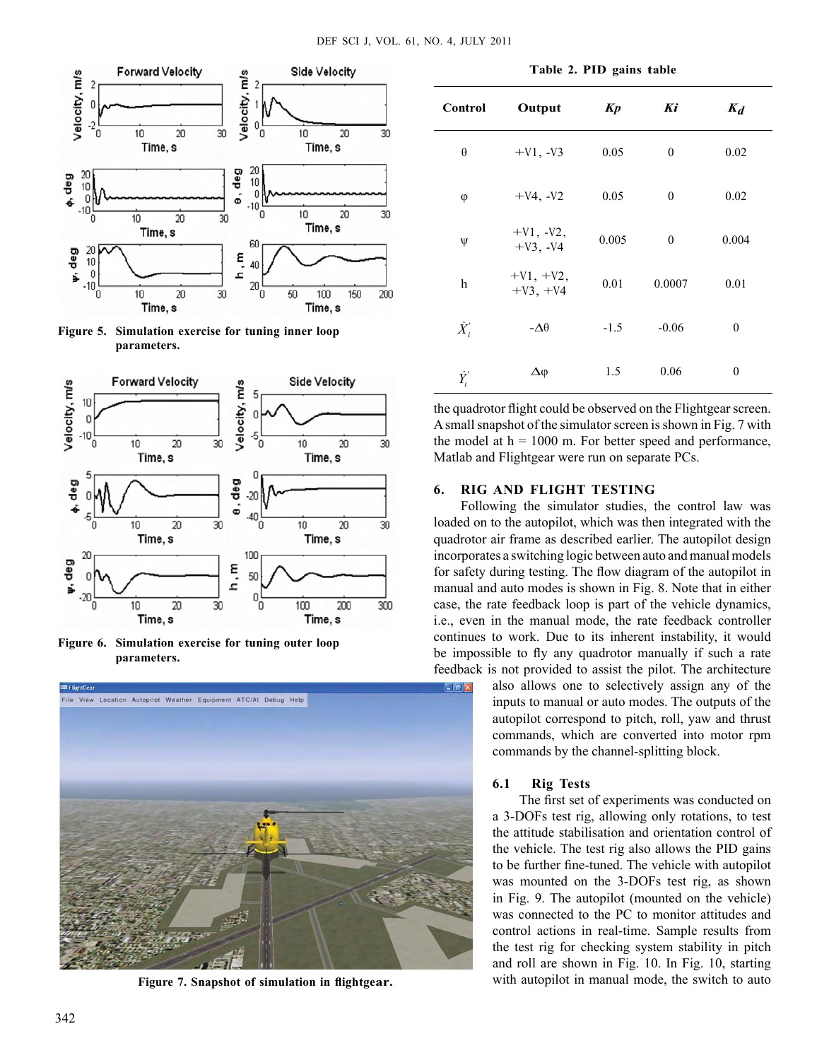Figure 5. Simulation exercise for tuning inner loop parameters.

Figure 6. Simulation exercise for tuning outer loop parameters.

Figure 7. Snapshot of simulation in flightgear.

**Table 2. PID gains table**

| Control | Output | *Kp* | *Ki* | *$K_d$* |
|---|---|---|---|---|
| θ | +V1, -V3 | 0.05 | 0 | 0.02 |
| φ | +V4, -V2 | 0.05 | 0 | 0.02 |
| ψ | +V1, -V2, +V3, -V4 | 0.005 | 0 | 0.004 |
| h | +V1, +V2, +V3, +V4 | 0.01 | 0.0007 | 0.01 |
| $\dot{X}_i^{'}$ | -Δθ | -1.5 | -0.06 | 0 |
| $\dot{Y}_i^{'}$ | Δφ | 1.5 | 0.06 | 0 |

the quadrotor flight could be observed on the Flightgear screen. A small snapshot of the simulator screen is shown in Fig. 7 with the model at h = 1000 m. For better speed and performance, Matlab and Flightgear were run on separate PCs.

## 6. RIG AND FLIGHT TESTING

Following the simulator studies, the control law was loaded on to the autopilot, which was then integrated with the quadrotor air frame as described earlier. The autopilot design incorporates a switching logic between auto and manual models for safety during testing. The flow diagram of the autopilot in manual and auto modes is shown in Fig. 8. Note that in either case, the rate feedback loop is part of the vehicle dynamics, i.e., even in the manual mode, the rate feedback controller continues to work. Due to its inherent instability, it would be impossible to fly any quadrotor manually if such a rate feedback is not provided to assist the pilot. The architecture also allows one to selectively assign any of the inputs to manual or auto modes. The outputs of the autopilot correspond to pitch, roll, yaw and thrust commands, which are converted into motor rpm commands by the channel-splitting block.

### 6.1 Rig Tests

The first set of experiments was conducted on a 3-DOFs test rig, allowing only rotations, to test the attitude stabilisation and orientation control of the vehicle. The test rig also allows the PID gains to be further fine-tuned. The vehicle with autopilot was mounted on the 3-DOFs test rig, as shown in Fig. 9. The autopilot (mounted on the vehicle) was connected to the PC to monitor attitudes and control actions in real-time. Sample results from the test rig for checking system stability in pitch and roll are shown in Fig. 10. In Fig. 10, starting with autopilot in manual mode, the switch to auto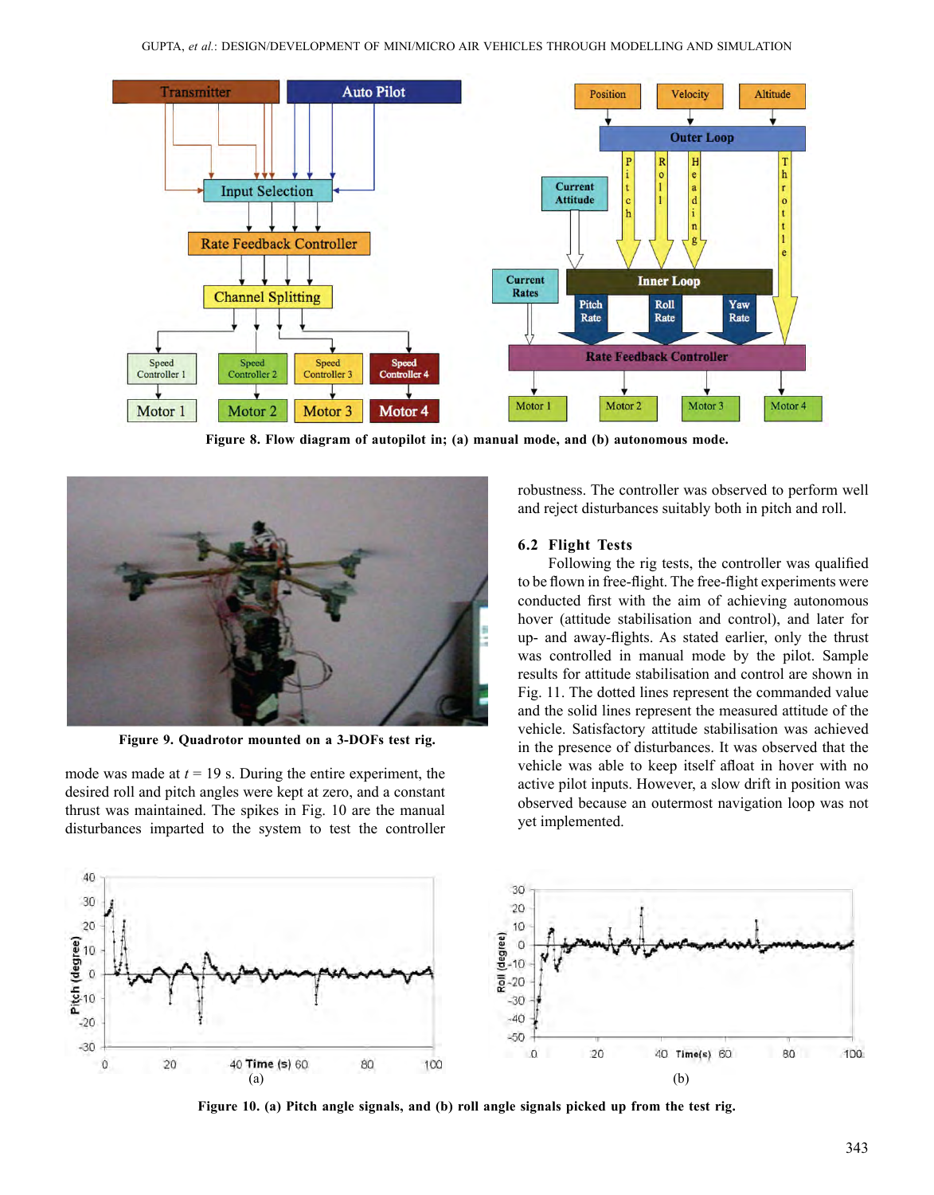Transmitter

Auto Pilot

Input Selection

Rate Feedback Controller

Channel Splitting

Speed Controller 1

Speed Controller 2

Speed Controller 3

Speed Controller 4

Motor 1

Motor 2

Motor 3

Motor 4

Position

Velocity

Altitude

Outer Loop

Pitch

Roll

Heading

Throttle

Current Attitude

Current Rates

Inner Loop

Pitch Rate

Roll Rate

Yaw Rate

Rate Feedback Controller

Motor 1

Motor 2

Motor 3

Motor 4

**Figure 8. Flow diagram of autopilot in; (a) manual mode, and (b) autonomous mode.**

**Figure 9. Quadrotor mounted on a 3-DOFs test rig.**

mode was made at $t$ = 19 s. During the entire experiment, the desired roll and pitch angles were kept at zero, and a constant thrust was maintained. The spikes in Fig. 10 are the manual disturbances imparted to the system to test the controller robustness. The controller was observed to perform well and reject disturbances suitably both in pitch and roll.

### 6.2 Flight Tests

Following the rig tests, the controller was qualified to be flown in free-flight. The free-flight experiments were conducted first with the aim of achieving autonomous hover (attitude stabilisation and control), and later for up- and away-flights. As stated earlier, only the thrust was controlled in manual mode by the pilot. Sample results for attitude stabilisation and control are shown in Fig. 11. The dotted lines represent the commanded value and the solid lines represent the measured attitude of the vehicle. Satisfactory attitude stabilisation was achieved in the presence of disturbances. It was observed that the vehicle was able to keep itself afloat in hover with no active pilot inputs. However, a slow drift in position was observed because an outermost navigation loop was not yet implemented.

Pitch (degree)

40
30
20
10
0
-10
-20
-30

0 20 40 Time (s) 60 80 100

(a)

Roll (degree)

30
20
10
0
-10
-20
-30
-40
-50

0 20 40 Time(s) 60 80 100

(b)

**Figure 10. (a) Pitch angle signals, and (b) roll angle signals picked up from the test rig.**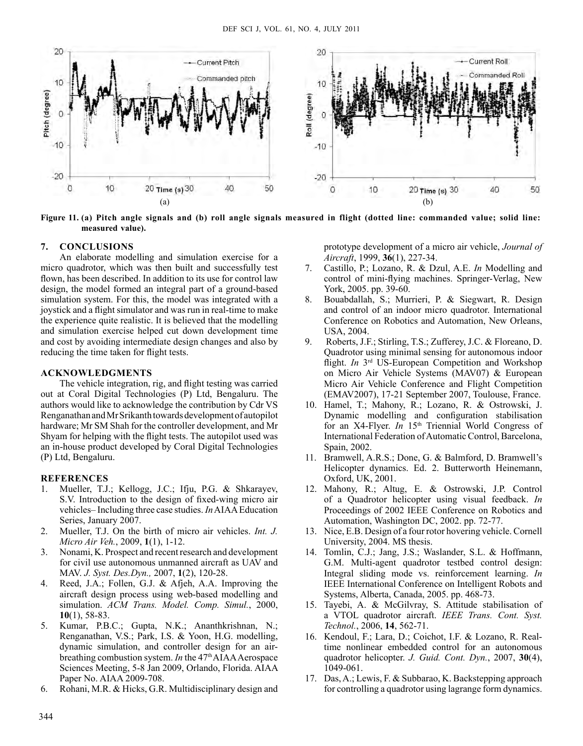20

10

0

-10

-20

0 10 20 Time (s) 30 40 50

Pitch (degree)

Current Pitch

Commanded pitch

(a)

20

10

0

-10

-20

0 10 20 Time (s) 30 40 50

Roll (degree)

Current Roll

Commanded Roll

(b)

**Figure 11. (a) Pitch angle signals and (b) roll angle signals measured in flight (dotted line: commanded value; solid line: measured value).**

## 7. CONCLUSIONS

An elaborate modelling and simulation exercise for a micro quadrotor, which was then built and successfully test flown, has been described. In addition to its use for control law design, the model formed an integral part of a ground-based simulation system. For this, the model was integrated with a joystick and a flight simulator and was run in real-time to make the experience quite realistic. It is believed that the modelling and simulation exercise helped cut down development time and cost by avoiding intermediate design changes and also by reducing the time taken for flight tests.

## ACKNOWLEDGMENTS

The vehicle integration, rig, and flight testing was carried out at Coral Digital Technologies (P) Ltd, Bengaluru. The authors would like to acknowledge the contribution by Cdr VS Renganathan and Mr Srikanth towards development of autopilot hardware; Mr SM Shah for the controller development, and Mr Shyam for helping with the flight tests. The autopilot used was an in-house product developed by Coral Digital Technologies (P) Ltd, Bengaluru.

## REFERENCES

1. Mueller, T.J.; Kellogg, J.C.; Ifju, P.G. & Shkarayev, S.V. Introduction to the design of fixed-wing micro air vehicles– Including three case studies. *In* AIAA Education Series, January 2007.
2. Mueller, T.J. On the birth of micro air vehicles. *Int. J. Micro Air Veh.*, 2009, **1**(1), 1-12.
3. Nonami, K. Prospect and recent research and development for civil use autonomous unmanned aircraft as UAV and MAV. *J. Syst. Des.Dyn.,* 2007, **1**(2), 120-28.
4. Reed, J.A.; Follen, G.J. & Afjeh, A.A. Improving the aircraft design process using web-based modelling and simulation. *ACM Trans. Model. Comp. Simul.*, 2000, **10**(1), 58-83.
5. Kumar, P.B.C.; Gupta, N.K.; Ananthkrishnan, N.; Renganathan, V.S.; Park, I.S. & Yoon, H.G. modelling, dynamic simulation, and controller design for an air-breathing combustion system. *In* the 47th AIAA Aerospace Sciences Meeting, 5-8 Jan 2009, Orlando, Florida. AIAA Paper No. AIAA 2009-708.
6. Rohani, M.R. & Hicks, G.R. Multidisciplinary design and prototype development of a micro air vehicle, *Journal of Aircraft*, 1999, **36**(1), 227-34.
7. Castillo, P.; Lozano, R. & Dzul, A.E. *In* Modelling and control of mini-flying machines. Springer-Verlag, New York, 2005. pp. 39-60.
8. Bouabdallah, S.; Murrieri, P. & Siegwart, R. Design and control of an indoor micro quadrotor. International Conference on Robotics and Automation, New Orleans, USA, 2004.
9. Roberts, J.F.; Stirling, T.S.; Zufferey, J.C. & Floreano, D. Quadrotor using minimal sensing for autonomous indoor flight. *In* 3rd US-European Competition and Workshop on Micro Air Vehicle Systems (MAV07) & European Micro Air Vehicle Conference and Flight Competition (EMAV2007), 17-21 September 2007, Toulouse, France.
10. Hamel, T.; Mahony, R.; Lozano, R. & Ostrowski, J. Dynamic modelling and configuration stabilisation for an X4-Flyer. *In* 15th Triennial World Congress of International Federation of Automatic Control, Barcelona, Spain, 2002.
11. Bramwell, A.R.S.; Done, G. & Balmford, D. Bramwell's Helicopter dynamics. Ed. 2. Butterworth Heinemann, Oxford, UK, 2001.
12. Mahony, R.; Altug, E. & Ostrowski, J.P. Control of a Quadrotor helicopter using visual feedback. *In* Proceedings of 2002 IEEE Conference on Robotics and Automation, Washington DC, 2002. pp. 72-77.
13. Nice, E.B. Design of a four rotor hovering vehicle. Cornell University, 2004. MS thesis.
14. Tomlin, C.J.; Jang, J.S.; Waslander, S.L. & Hoffmann, G.M. Multi-agent quadrotor testbed control design: Integral sliding mode vs. reinforcement learning. *In* IEEE International Conference on Intelligent Robots and Systems, Alberta, Canada, 2005. pp. 468-73.
15. Tayebi, A. & McGilvray, S. Attitude stabilisation of a VTOL quadrotor aircraft. *IEEE Trans. Cont. Syst. Technol.*, 2006, **14**, 562-71.
16. Kendoul, F.; Lara, D.; Coichot, I.F. & Lozano, R. Real-time nonlinear embedded control for an autonomous quadrotor helicopter. *J. Guid. Cont. Dyn.*, 2007, **30**(4), 1049-061.
17. Das, A.; Lewis, F. & Subbarao, K. Backstepping approach for controlling a quadrotor using lagrange form dynamics.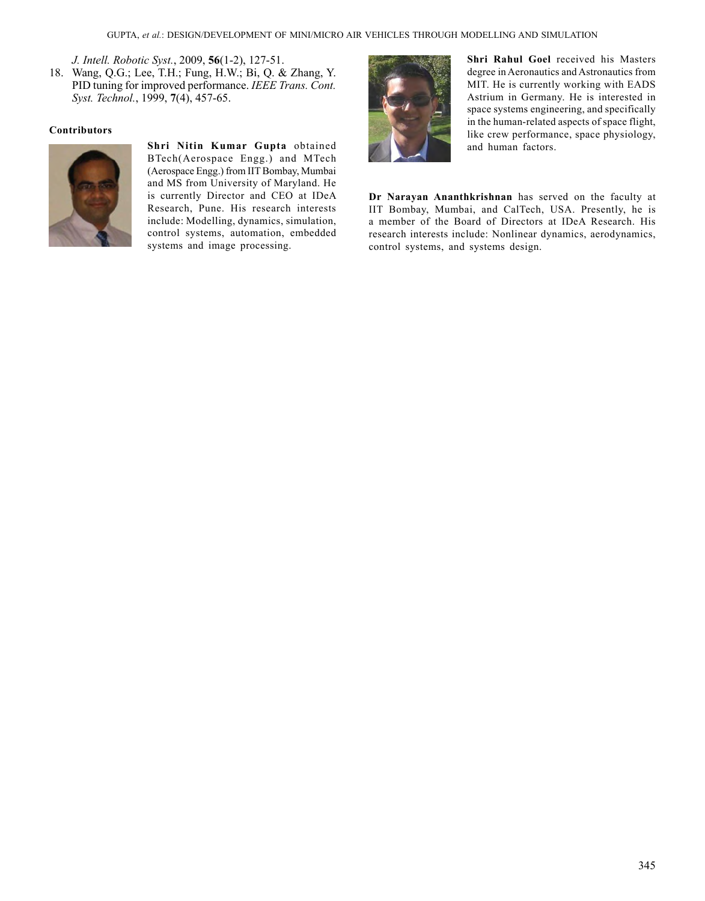*J. Intell. Robotic Syst.*, 2009, **56**(1-2), 127-51.

18. Wang, Q.G.; Lee, T.H.; Fung, H.W.; Bi, Q. & Zhang, Y. PID tuning for improved performance. *IEEE Trans. Cont. Syst. Technol.*, 1999, **7**(4), 457-65.

### Contributors

**Shri Nitin Kumar Gupta** obtained BTech(Aerospace Engg.) and MTech (Aerospace Engg.) from IIT Bombay, Mumbai and MS from University of Maryland. He is currently Director and CEO at IDeA Research, Pune. His research interests include: Modelling, dynamics, simulation, control systems, automation, embedded systems and image processing.

**Shri Rahul Goel** received his Masters degree in Aeronautics and Astronautics from MIT. He is currently working with EADS Astrium in Germany. He is interested in space systems engineering, and specifically in the human-related aspects of space flight, like crew performance, space physiology, and human factors.

**Dr Narayan Ananthkrishnan** has served on the faculty at IIT Bombay, Mumbai, and CalTech, USA. Presently, he is a member of the Board of Directors at IDeA Research. His research interests include: Nonlinear dynamics, aerodynamics, control systems, and systems design.